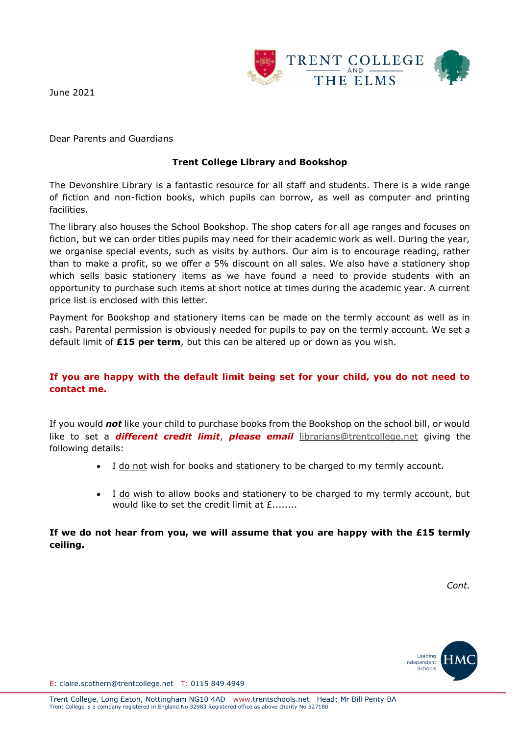TRENT COLLEGE AND THE ELMS

June 2021

Dear Parents and Guardians

**Trent College Library and Bookshop**

The Devonshire Library is a fantastic resource for all staff and students. There is a wide range of fiction and non-fiction books, which pupils can borrow, as well as computer and printing facilities.

The library also houses the School Bookshop. The shop caters for all age ranges and focuses on fiction, but we can order titles pupils may need for their academic work as well. During the year, we organise special events, such as visits by authors. Our aim is to encourage reading, rather than to make a profit, so we offer a 5% discount on all sales. We also have a stationery shop which sells basic stationery items as we have found a need to provide students with an opportunity to purchase such items at short notice at times during the academic year. A current price list is enclosed with this letter.

Payment for Bookshop and stationery items can be made on the termly account as well as in cash. Parental permission is obviously needed for pupils to pay on the termly account. We set a default limit of **£15 per term**, but this can be altered up or down as you wish.

**If you are happy with the default limit being set for your child, you do not need to contact me.**

If you would ***not*** like your child to purchase books from the Bookshop on the school bill, or would like to set a ***different credit limit***, ***please email*** librarians@trentcollege.net giving the following details:

- I do not wish for books and stationery to be charged to my termly account.

- I do wish to allow books and stationery to be charged to my termly account, but would like to set the credit limit at £........

**If we do not hear from you, we will assume that you are happy with the £15 termly ceiling.**

*Cont.*

E: claire.scothern@trentcollege.net T: 0115 849 4949

Trent College, Long Eaton, Nottingham NG10 4AD www.trentschools.net Head: Mr Bill Penty BA
Trent College is a company registered in England No 32983 Registered office as above charity No 527180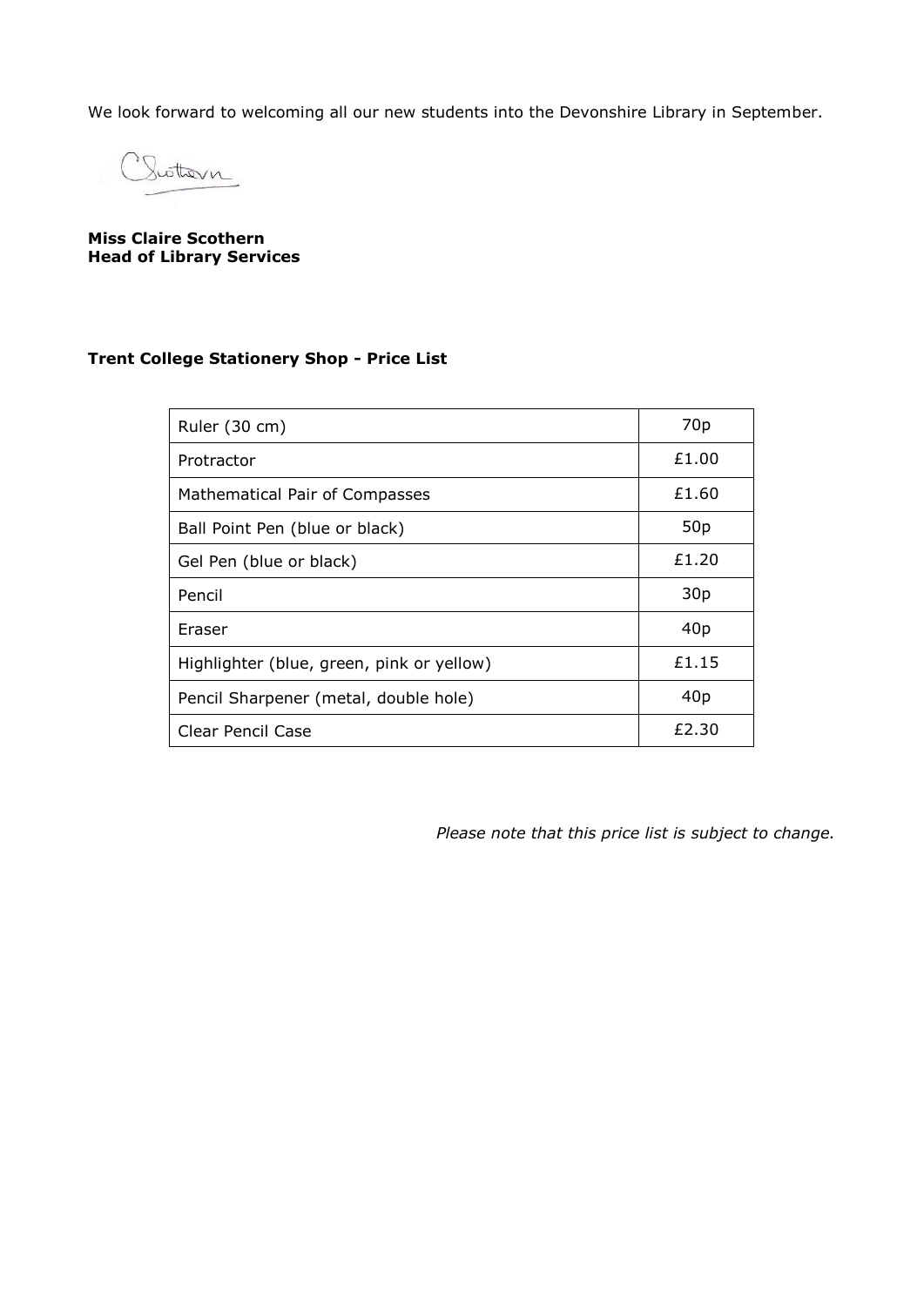We look forward to welcoming all our new students into the Devonshire Library in September.

**Miss Claire Scothern**
**Head of Library Services**

**Trent College Stationery Shop - Price List**

| | |
|---|---|
| Ruler (30 cm) | 70p |
| Protractor | £1.00 |
| Mathematical Pair of Compasses | £1.60 |
| Ball Point Pen (blue or black) | 50p |
| Gel Pen (blue or black) | £1.20 |
| Pencil | 30p |
| Eraser | 40p |
| Highlighter (blue, green, pink or yellow) | £1.15 |
| Pencil Sharpener (metal, double hole) | 40p |
| Clear Pencil Case | £2.30 |

*Please note that this price list is subject to change.*